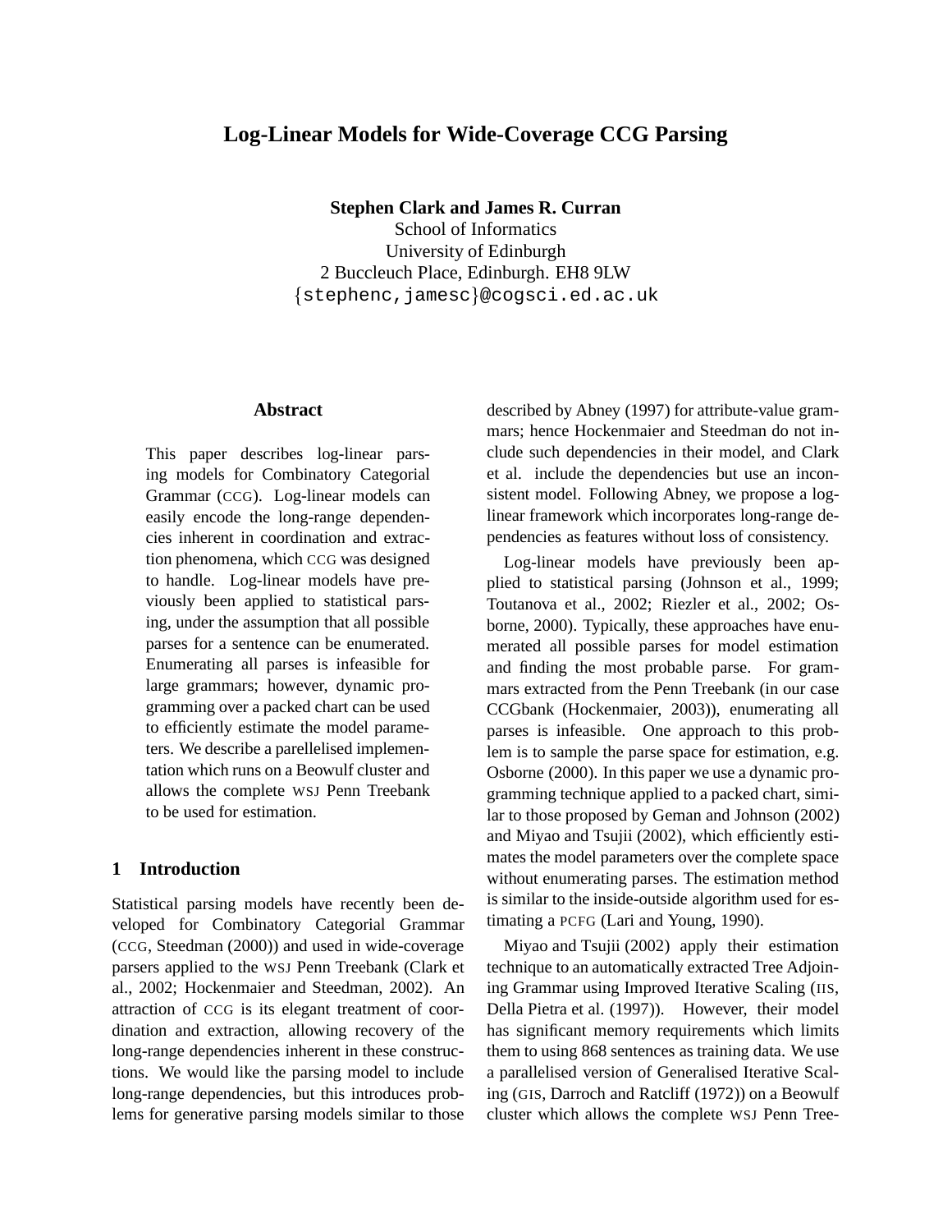# Log-Linear Models for Wide-Coverage CCG Parsing

**Stephen Clark and James R. Curran**
School of Informatics
University of Edinburgh
2 Buccleuch Place, Edinburgh. EH8 9LW
{stephenc,jamesc}@cogsci.ed.ac.uk

## Abstract

This paper describes log-linear parsing models for Combinatory Categorial Grammar (CCG). Log-linear models can easily encode the long-range dependencies inherent in coordination and extraction phenomena, which CCG was designed to handle. Log-linear models have previously been applied to statistical parsing, under the assumption that all possible parses for a sentence can be enumerated. Enumerating all parses is infeasible for large grammars; however, dynamic programming over a packed chart can be used to efficiently estimate the model parameters. We describe a parellelised implementation which runs on a Beowulf cluster and allows the complete WSJ Penn Treebank to be used for estimation.

## 1 Introduction

Statistical parsing models have recently been developed for Combinatory Categorial Grammar (CCG, Steedman (2000)) and used in wide-coverage parsers applied to the WSJ Penn Treebank (Clark et al., 2002; Hockenmaier and Steedman, 2002). An attraction of CCG is its elegant treatment of coordination and extraction, allowing recovery of the long-range dependencies inherent in these constructions. We would like the parsing model to include long-range dependencies, but this introduces problems for generative parsing models similar to those described by Abney (1997) for attribute-value grammars; hence Hockenmaier and Steedman do not include such dependencies in their model, and Clark et al. include the dependencies but use an inconsistent model. Following Abney, we propose a log-linear framework which incorporates long-range dependencies as features without loss of consistency.

Log-linear models have previously been applied to statistical parsing (Johnson et al., 1999; Toutanova et al., 2002; Riezler et al., 2002; Osborne, 2000). Typically, these approaches have enumerated all possible parses for model estimation and finding the most probable parse. For grammars extracted from the Penn Treebank (in our case CCGbank (Hockenmaier, 2003)), enumerating all parses is infeasible. One approach to this problem is to sample the parse space for estimation, e.g. Osborne (2000). In this paper we use a dynamic programming technique applied to a packed chart, similar to those proposed by Geman and Johnson (2002) and Miyao and Tsujii (2002), which efficiently estimates the model parameters over the complete space without enumerating parses. The estimation method is similar to the inside-outside algorithm used for estimating a PCFG (Lari and Young, 1990).

Miyao and Tsujii (2002) apply their estimation technique to an automatically extracted Tree Adjoining Grammar using Improved Iterative Scaling (IIS, Della Pietra et al. (1997)). However, their model has significant memory requirements which limits them to using 868 sentences as training data. We use a parallelised version of Generalised Iterative Scaling (GIS, Darroch and Ratcliff (1972)) on a Beowulf cluster which allows the complete WSJ Penn Tree-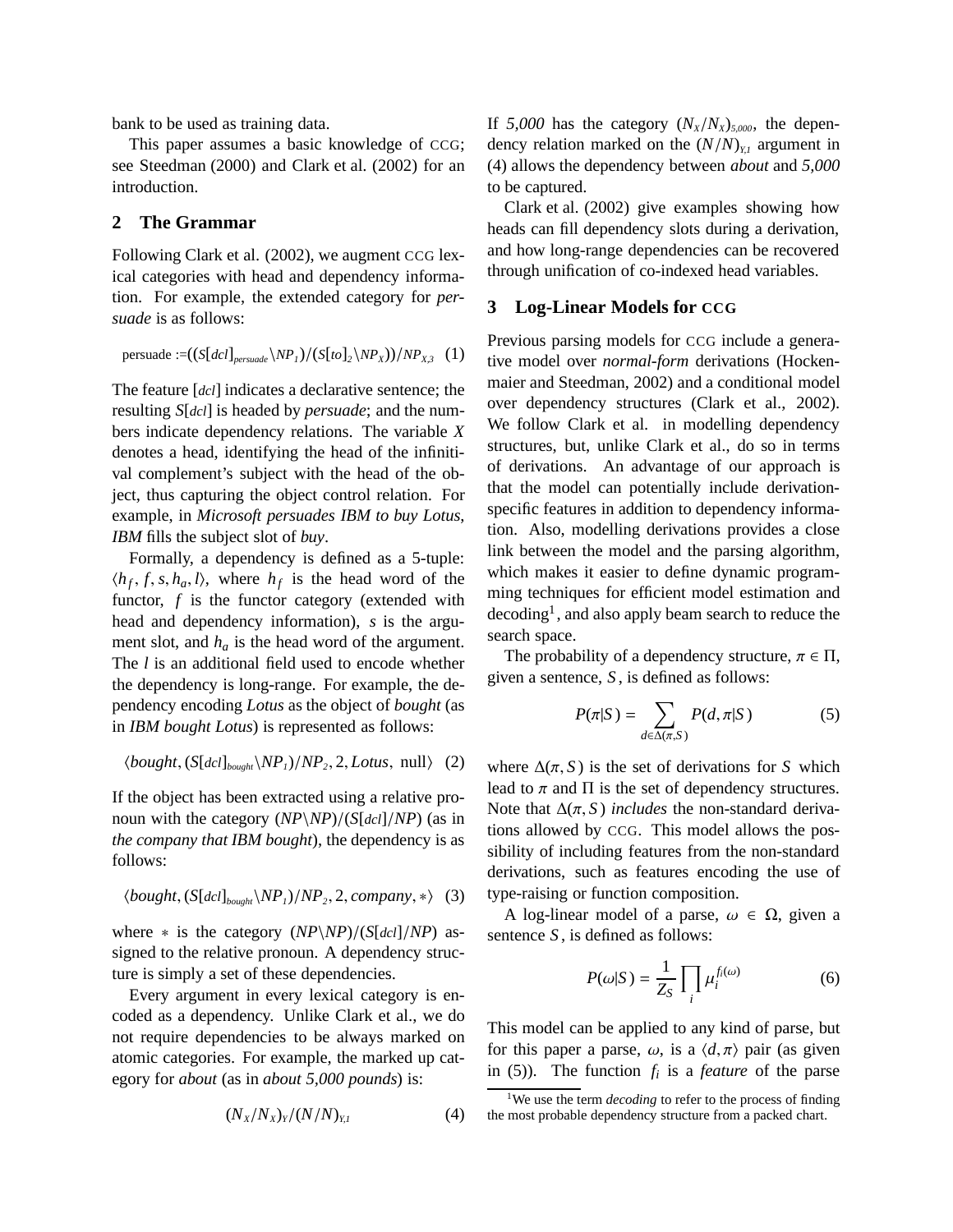bank to be used as training data.

This paper assumes a basic knowledge of CCG; see Steedman (2000) and Clark et al. (2002) for an introduction.

## 2 The Grammar

Following Clark et al. (2002), we augment CCG lexical categories with head and dependency information. For example, the extended category for *persuade* is as follows:

$$\text{persuade} := ((S[dcl]_{persuade} \backslash NP_1)/(S[to]_2 \backslash NP_X))/NP_{X,3} \quad (1)$$

The feature $[dcl]$ indicates a declarative sentence; the resulting $S[dcl]$ is headed by *persuade*; and the numbers indicate dependency relations. The variable $X$ denotes a head, identifying the head of the infinitival complement's subject with the head of the object, thus capturing the object control relation. For example, in *Microsoft persuades IBM to buy Lotus*, *IBM* fills the subject slot of *buy*.

Formally, a dependency is defined as a 5-tuple: $\langle h_f, f, s, h_a, l \rangle$, where $h_f$ is the head word of the functor, $f$ is the functor category (extended with head and dependency information), $s$ is the argument slot, and $h_a$ is the head word of the argument. The $l$ is an additional field used to encode whether the dependency is long-range. For example, the dependency encoding *Lotus* as the object of *bought* (as in *IBM bought Lotus*) is represented as follows:

$$\langle bought, (S[dcl]_{bought} \backslash NP_1)/NP_2, 2, Lotus, \text{ null} \rangle \quad (2)$$

If the object has been extracted using a relative pronoun with the category $(NP \backslash NP)/(S[dcl]/NP)$ (as in *the company that IBM bought*), the dependency is as follows:

$$\langle bought, (S[dcl]_{bought} \backslash NP_1)/NP_2, 2, company, * \rangle \quad (3)$$

where $*$ is the category $(NP \backslash NP)/(S[dcl]/NP)$ assigned to the relative pronoun. A dependency structure is simply a set of these dependencies.

Every argument in every lexical category is encoded as a dependency. Unlike Clark et al., we do not require dependencies to be always marked on atomic categories. For example, the marked up category for *about* (as in *about 5,000 pounds*) is:

$$(N_X/N_X)_Y/(N/N)_{Y,1} \quad (4)$$

If *5,000* has the category $(N_X/N_X)_{5,000}$, the dependency relation marked on the $(N/N)_{Y,1}$ argument in (4) allows the dependency between *about* and *5,000* to be captured.

Clark et al. (2002) give examples showing how heads can fill dependency slots during a derivation, and how long-range dependencies can be recovered through unification of co-indexed head variables.

## 3 Log-Linear Models for CCG

Previous parsing models for CCG include a generative model over *normal-form* derivations (Hockenmaier and Steedman, 2002) and a conditional model over dependency structures (Clark et al., 2002). We follow Clark et al. in modelling dependency structures, but, unlike Clark et al., do so in terms of derivations. An advantage of our approach is that the model can potentially include derivation-specific features in addition to dependency information. Also, modelling derivations provides a close link between the model and the parsing algorithm, which makes it easier to define dynamic programming techniques for efficient model estimation and decoding[1], and also apply beam search to reduce the search space.

The probability of a dependency structure, $\pi \in \Pi$, given a sentence, $S$, is defined as follows:

$$P(\pi|S) = \sum_{d \in \Delta(\pi,S)} P(d, \pi|S) \quad (5)$$

where $\Delta(\pi, S)$ is the set of derivations for $S$ which lead to $\pi$ and $\Pi$ is the set of dependency structures. Note that $\Delta(\pi, S)$ *includes* the non-standard derivations allowed by CCG. This model allows the possibility of including features from the non-standard derivations, such as features encoding the use of type-raising or function composition.

A log-linear model of a parse, $\omega \in \Omega$, given a sentence $S$, is defined as follows:

$$P(\omega|S) = \frac{1}{Z_S} \prod_i \mu_i^{f_i(\omega)} \quad (6)$$

This model can be applied to any kind of parse, but for this paper a parse, $\omega$, is a $\langle d, \pi \rangle$ pair (as given in (5)). The function $f_i$ is a *feature* of the parse

[1] We use the term *decoding* to refer to the process of finding the most probable dependency structure from a packed chart.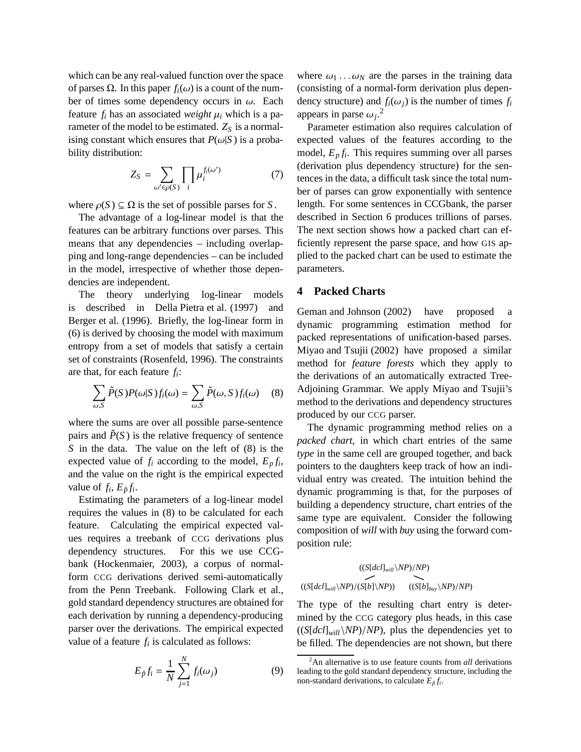which can be any real-valued function over the space of parses $\Omega$. In this paper $f_i(\omega)$ is a count of the number of times some dependency occurs in $\omega$. Each feature $f_i$ has an associated *weight* $\mu_i$ which is a parameter of the model to be estimated. $Z_S$ is a normalising constant which ensures that $P(\omega|S)$ is a probability distribution:

$$Z_S = \sum_{\omega' \in \rho(S)} \prod_i \mu_i^{f_i(\omega')} \tag{7}$$

where $\rho(S) \subseteq \Omega$ is the set of possible parses for $S$.

The advantage of a log-linear model is that the features can be arbitrary functions over parses. This means that any dependencies – including overlapping and long-range dependencies – can be included in the model, irrespective of whether those dependencies are independent.

The theory underlying log-linear models is described in Della Pietra et al. (1997) and Berger et al. (1996). Briefly, the log-linear form in (6) is derived by choosing the model with maximum entropy from a set of models that satisfy a certain set of constraints (Rosenfeld, 1996). The constraints are that, for each feature $f_i$:

$$\sum_{\omega,S} \tilde{P}(S) P(\omega|S) f_i(\omega) = \sum_{\omega,S} \tilde{P}(\omega, S) f_i(\omega) \tag{8}$$

where the sums are over all possible parse-sentence pairs and $\tilde{P}(S)$ is the relative frequency of sentence $S$ in the data. The value on the left of (8) is the expected value of $f_i$ according to the model, $E_p f_i$, and the value on the right is the empirical expected value of $f_i$, $E_{\tilde{p}} f_i$.

Estimating the parameters of a log-linear model requires the values in (8) to be calculated for each feature. Calculating the empirical expected values requires a treebank of CCG derivations plus dependency structures. For this we use CCGbank (Hockenmaier, 2003), a corpus of normal-form CCG derivations derived semi-automatically from the Penn Treebank. Following Clark et al., gold standard dependency structures are obtained for each derivation by running a dependency-producing parser over the derivations. The empirical expected value of a feature $f_i$ is calculated as follows:

$$E_{\tilde{p}} f_i = \frac{1}{N} \sum_{j=1}^{N} f_i(\omega_j) \tag{9}$$

where $\omega_1 \ldots \omega_N$ are the parses in the training data (consisting of a normal-form derivation plus dependency structure) and $f_i(\omega_j)$ is the number of times $f_i$ appears in parse $\omega_j$.[2]

Parameter estimation also requires calculation of expected values of the features according to the model, $E_p f_i$. This requires summing over all parses (derivation plus dependency structure) for the sentences in the data, a difficult task since the total number of parses can grow exponentially with sentence length. For some sentences in CCGbank, the parser described in Section 6 produces trillions of parses. The next section shows how a packed chart can efficiently represent the parse space, and how GIS applied to the packed chart can be used to estimate the parameters.

## 4 Packed Charts

Geman and Johnson (2002) have proposed a dynamic programming estimation method for packed representations of unification-based parses. Miyao and Tsujii (2002) have proposed a similar method for *feature forests* which they apply to the derivations of an automatically extracted Tree-Adjoining Grammar. We apply Miyao and Tsujii's method to the derivations and dependency structures produced by our CCG parser.

The dynamic programming method relies on a *packed chart*, in which chart entries of the same *type* in the same cell are grouped together, and back pointers to the daughters keep track of how an individual entry was created. The intuition behind the dynamic programming is that, for the purposes of building a dependency structure, chart entries of the same type are equivalent. Consider the following composition of *will* with *buy* using the forward composition rule:

$$\frac{((S[dcl]_{will}\backslash NP)/(S[b]\backslash NP)) \qquad ((S[b]_{buy}\backslash NP)/NP)}{((S[dcl]_{will}\backslash NP)/NP)}$$

The type of the resulting chart entry is determined by the CCG category plus heads, in this case $((S[dcl]_{will}\backslash NP)/NP)$, plus the dependencies yet to be filled. The dependencies are not shown, but there

[2] An alternative is to use feature counts from *all* derivations leading to the gold standard dependency structure, including the non-standard derivations, to calculate $E_{\tilde{p}} f_i$.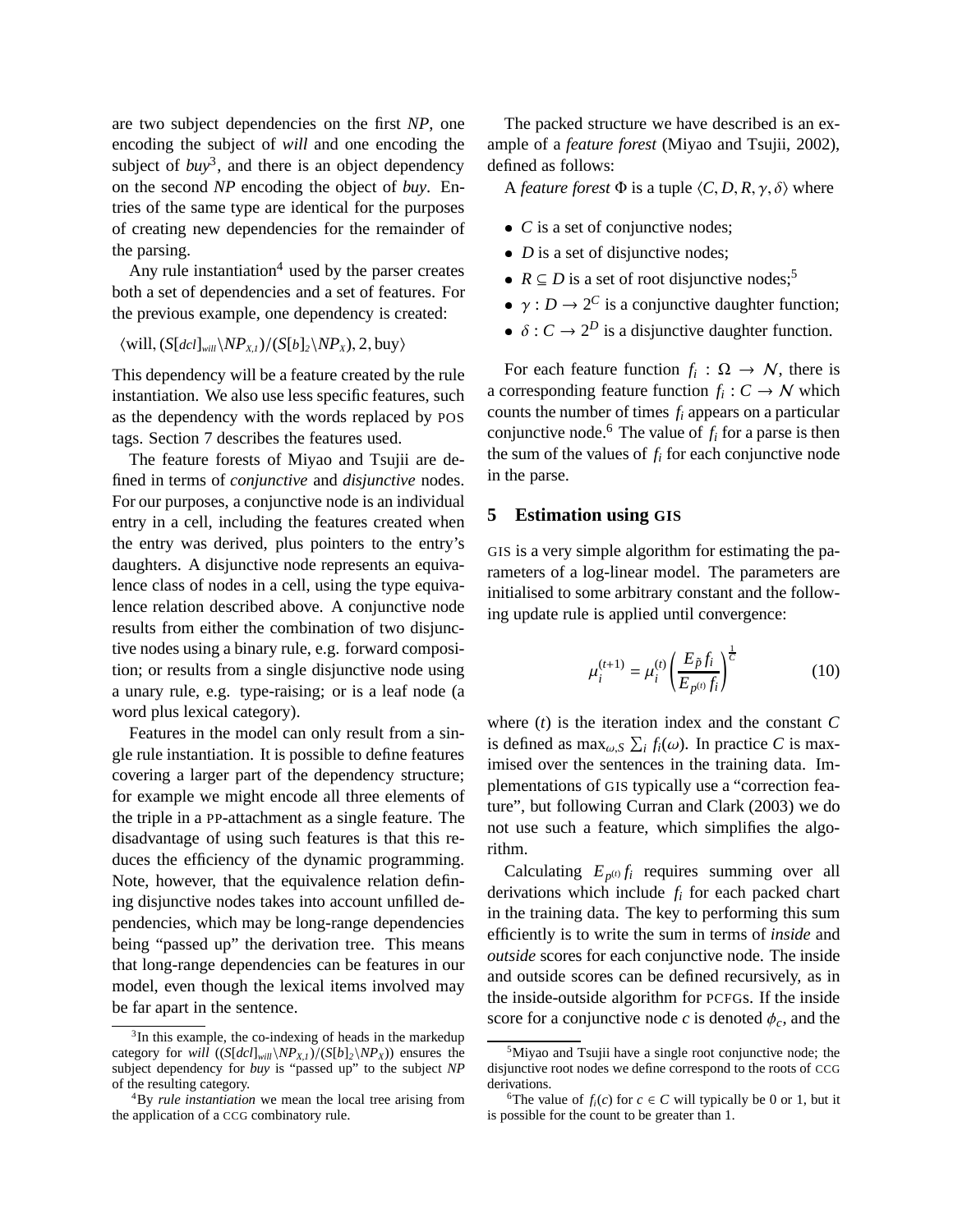are two subject dependencies on the first *NP*, one encoding the subject of *will* and one encoding the subject of *buy*[3], and there is an object dependency on the second *NP* encoding the object of *buy*. Entries of the same type are identical for the purposes of creating new dependencies for the remainder of the parsing.

Any rule instantiation[4] used by the parser creates both a set of dependencies and a set of features. For the previous example, one dependency is created:

$\langle \text{will}, (S[dcl]_{will}\backslash NP_{X,1})/(S[b]_2\backslash NP_X), 2, \text{buy} \rangle$

This dependency will be a feature created by the rule instantiation. We also use less specific features, such as the dependency with the words replaced by POS tags. Section 7 describes the features used.

The feature forests of Miyao and Tsujii are defined in terms of *conjunctive* and *disjunctive* nodes. For our purposes, a conjunctive node is an individual entry in a cell, including the features created when the entry was derived, plus pointers to the entry's daughters. A disjunctive node represents an equivalence class of nodes in a cell, using the type equivalence relation described above. A conjunctive node results from either the combination of two disjunctive nodes using a binary rule, e.g. forward composition; or results from a single disjunctive node using a unary rule, e.g. type-raising; or is a leaf node (a word plus lexical category).

Features in the model can only result from a single rule instantiation. It is possible to define features covering a larger part of the dependency structure; for example we might encode all three elements of the triple in a PP-attachment as a single feature. The disadvantage of using such features is that this reduces the efficiency of the dynamic programming. Note, however, that the equivalence relation defining disjunctive nodes takes into account unfilled dependencies, which may be long-range dependencies being "passed up" the derivation tree. This means that long-range dependencies can be features in our model, even though the lexical items involved may be far apart in the sentence.

The packed structure we have described is an example of a *feature forest* (Miyao and Tsujii, 2002), defined as follows:

A *feature forest* $\Phi$ is a tuple $\langle C, D, R, \gamma, \delta \rangle$ where

- $C$ is a set of conjunctive nodes;
- $D$ is a set of disjunctive nodes;
- $R \subseteq D$ is a set of root disjunctive nodes;[5]
- $\gamma : D \rightarrow 2^C$ is a conjunctive daughter function;
- $\delta : C \rightarrow 2^D$ is a disjunctive daughter function.

For each feature function $f_i : \Omega \rightarrow \mathcal{N}$, there is a corresponding feature function $f_i : C \rightarrow \mathcal{N}$ which counts the number of times $f_i$ appears on a particular conjunctive node.[6] The value of $f_i$ for a parse is then the sum of the values of $f_i$ for each conjunctive node in the parse.

## 5 Estimation using GIS

GIS is a very simple algorithm for estimating the parameters of a log-linear model. The parameters are initialised to some arbitrary constant and the following update rule is applied until convergence:

$$\mu_i^{(t+1)} = \mu_i^{(t)} \left( \frac{E_{\tilde{p}} f_i}{E_{p^{(t)}} f_i} \right)^{\frac{1}{C}} \tag{10}$$

where $(t)$ is the iteration index and the constant $C$ is defined as $\max_{\omega,S} \sum_i f_i(\omega)$. In practice $C$ is maximised over the sentences in the training data. Implementations of GIS typically use a "correction feature", but following Curran and Clark (2003) we do not use such a feature, which simplifies the algorithm.

Calculating $E_{p^{(t)}} f_i$ requires summing over all derivations which include $f_i$ for each packed chart in the training data. The key to performing this sum efficiently is to write the sum in terms of *inside* and *outside* scores for each conjunctive node. The inside and outside scores can be defined recursively, as in the inside-outside algorithm for PCFGs. If the inside score for a conjunctive node $c$ is denoted $\phi_c$, and the

[3] In this example, the co-indexing of heads in the markedup category for *will* ($(S[dcl]_{will}\backslash NP_{X,1})/(S[b]_2\backslash NP_X)$) ensures the subject dependency for *buy* is "passed up" to the subject *NP* of the resulting category.

[4] By *rule instantiation* we mean the local tree arising from the application of a CCG combinatory rule.

[5] Miyao and Tsujii have a single root conjunctive node; the disjunctive root nodes we define correspond to the roots of CCG derivations.

[6] The value of $f_i(c)$ for $c \in C$ will typically be 0 or 1, but it is possible for the count to be greater than 1.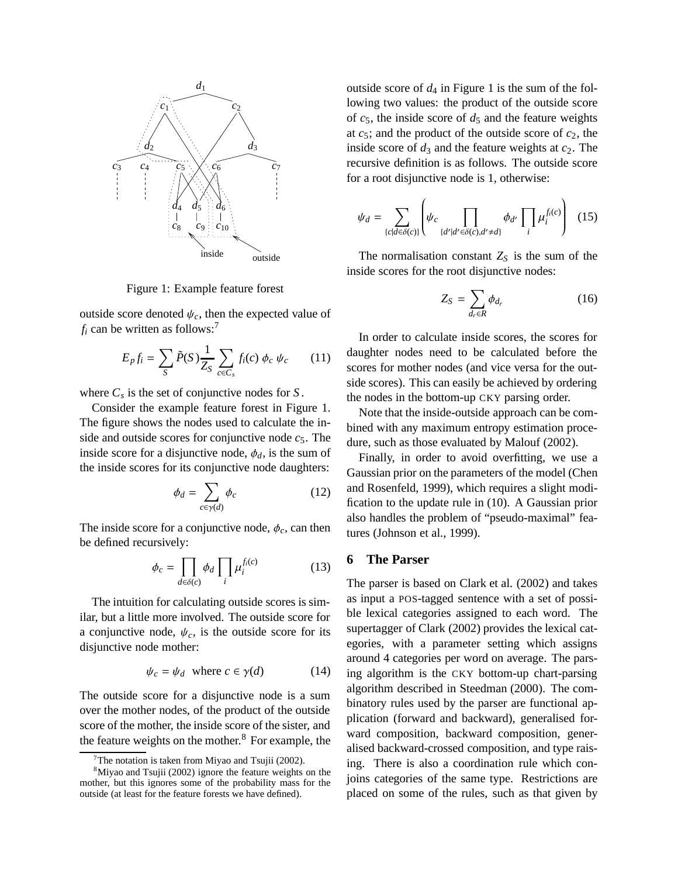Figure 1: Example feature forest

outside score denoted $\psi_c$, then the expected value of $f_i$ can be written as follows:[7]

$$E_p f_i = \sum_S \tilde{P}(S) \frac{1}{Z_S} \sum_{c \in C_s} f_i(c)\ \phi_c\ \psi_c \qquad (11)$$

where $C_s$ is the set of conjunctive nodes for $S$.

Consider the example feature forest in Figure 1. The figure shows the nodes used to calculate the inside and outside scores for conjunctive node $c_5$. The inside score for a disjunctive node, $\phi_d$, is the sum of the inside scores for its conjunctive node daughters:

$$\phi_d = \sum_{c \in \gamma(d)} \phi_c \qquad (12)$$

The inside score for a conjunctive node, $\phi_c$, can then be defined recursively:

$$\phi_c = \prod_{d \in \delta(c)} \phi_d \prod_i \mu_i^{f_i(c)} \qquad (13)$$

The intuition for calculating outside scores is similar, but a little more involved. The outside score for a conjunctive node, $\psi_c$, is the outside score for its disjunctive node mother:

$$\psi_c = \psi_d \ \text{ where } c \in \gamma(d) \qquad (14)$$

The outside score for a disjunctive node is a sum over the mother nodes, of the product of the outside score of the mother, the inside score of the sister, and the feature weights on the mother.[8] For example, the outside score of $d_4$ in Figure 1 is the sum of the following two values: the product of the outside score of $c_5$, the inside score of $d_5$ and the feature weights at $c_5$; and the product of the outside score of $c_2$, the inside score of $d_3$ and the feature weights at $c_2$. The recursive definition is as follows. The outside score for a root disjunctive node is 1, otherwise:

$$\psi_d = \sum_{\{c | d \in \delta(c)\}} \left( \psi_c \prod_{\{d' | d' \in \delta(c), d' \neq d\}} \phi_{d'} \prod_i \mu_i^{f_i(c)} \right) \qquad (15)$$

The normalisation constant $Z_S$ is the sum of the inside scores for the root disjunctive nodes:

$$Z_S = \sum_{d_r \in R} \phi_{d_r} \qquad (16)$$

In order to calculate inside scores, the scores for daughter nodes need to be calculated before the scores for mother nodes (and vice versa for the outside scores). This can easily be achieved by ordering the nodes in the bottom-up CKY parsing order.

Note that the inside-outside approach can be combined with any maximum entropy estimation procedure, such as those evaluated by Malouf (2002).

Finally, in order to avoid overfitting, we use a Gaussian prior on the parameters of the model (Chen and Rosenfeld, 1999), which requires a slight modification to the update rule in (10). A Gaussian prior also handles the problem of "pseudo-maximal" features (Johnson et al., 1999).

## 6 The Parser

The parser is based on Clark et al. (2002) and takes as input a POS-tagged sentence with a set of possible lexical categories assigned to each word. The supertagger of Clark (2002) provides the lexical categories, with a parameter setting which assigns around 4 categories per word on average. The parsing algorithm is the CKY bottom-up chart-parsing algorithm described in Steedman (2000). The combinatory rules used by the parser are functional application (forward and backward), generalised forward composition, backward composition, generalised backward-crossed composition, and type raising. There is also a coordination rule which conjoins categories of the same type. Restrictions are placed on some of the rules, such as that given by

[7] The notation is taken from Miyao and Tsujii (2002).

[8] Miyao and Tsujii (2002) ignore the feature weights on the mother, but this ignores some of the probability mass for the outside (at least for the feature forests we have defined).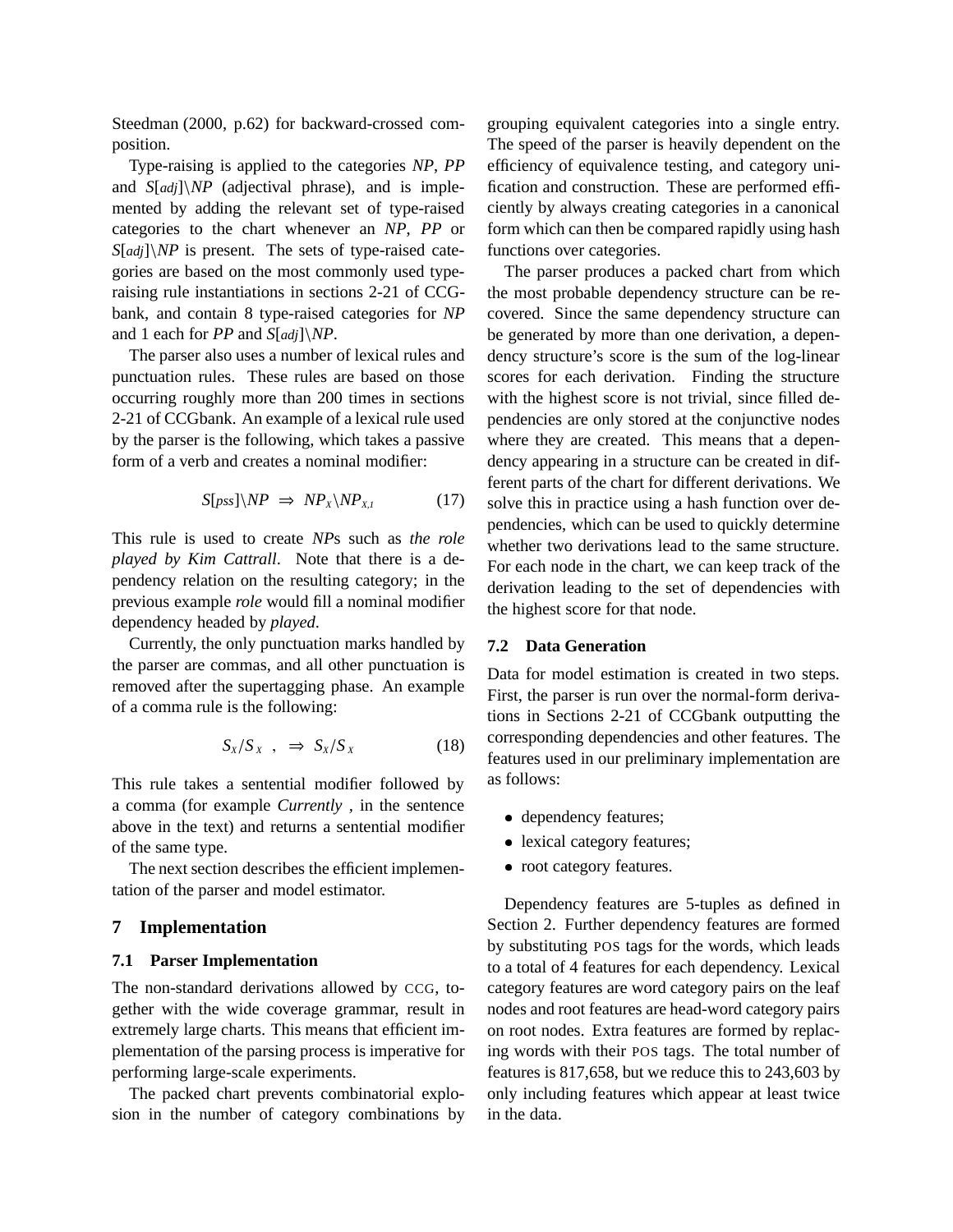Steedman (2000, p.62) for backward-crossed composition.

Type-raising is applied to the categories *NP*, *PP* and $S[adj]\backslash NP$ (adjectival phrase), and is implemented by adding the relevant set of type-raised categories to the chart whenever an *NP*, *PP* or $S[adj]\backslash NP$ is present. The sets of type-raised categories are based on the most commonly used type-raising rule instantiations in sections 2-21 of CCGbank, and contain 8 type-raised categories for *NP* and 1 each for *PP* and $S[adj]\backslash NP$.

The parser also uses a number of lexical rules and punctuation rules. These rules are based on those occurring roughly more than 200 times in sections 2-21 of CCGbank. An example of a lexical rule used by the parser is the following, which takes a passive form of a verb and creates a nominal modifier:

$$S[pss]\backslash NP \;\Rightarrow\; NP_X\backslash NP_{X,1} \tag{17}$$

This rule is used to create *NP*s such as *the role played by Kim Cattrall*. Note that there is a dependency relation on the resulting category; in the previous example *role* would fill a nominal modifier dependency headed by *played*.

Currently, the only punctuation marks handled by the parser are commas, and all other punctuation is removed after the supertagging phase. An example of a comma rule is the following:

$$S_X/S_X \;\;, \;\Rightarrow\; S_X/S_X \tag{18}$$

This rule takes a sentential modifier followed by a comma (for example *Currently* , in the sentence above in the text) and returns a sentential modifier of the same type.

The next section describes the efficient implementation of the parser and model estimator.

## 7 Implementation

### 7.1 Parser Implementation

The non-standard derivations allowed by CCG, together with the wide coverage grammar, result in extremely large charts. This means that efficient implementation of the parsing process is imperative for performing large-scale experiments.

The packed chart prevents combinatorial explosion in the number of category combinations by grouping equivalent categories into a single entry. The speed of the parser is heavily dependent on the efficiency of equivalence testing, and category unification and construction. These are performed efficiently by always creating categories in a canonical form which can then be compared rapidly using hash functions over categories.

The parser produces a packed chart from which the most probable dependency structure can be recovered. Since the same dependency structure can be generated by more than one derivation, a dependency structure's score is the sum of the log-linear scores for each derivation. Finding the structure with the highest score is not trivial, since filled dependencies are only stored at the conjunctive nodes where they are created. This means that a dependency appearing in a structure can be created in different parts of the chart for different derivations. We solve this in practice using a hash function over dependencies, which can be used to quickly determine whether two derivations lead to the same structure. For each node in the chart, we can keep track of the derivation leading to the set of dependencies with the highest score for that node.

### 7.2 Data Generation

Data for model estimation is created in two steps. First, the parser is run over the normal-form derivations in Sections 2-21 of CCGbank outputting the corresponding dependencies and other features. The features used in our preliminary implementation are as follows:

- dependency features;
- lexical category features;
- root category features.

Dependency features are 5-tuples as defined in Section 2. Further dependency features are formed by substituting POS tags for the words, which leads to a total of 4 features for each dependency. Lexical category features are word category pairs on the leaf nodes and root features are head-word category pairs on root nodes. Extra features are formed by replacing words with their POS tags. The total number of features is 817,658, but we reduce this to 243,603 by only including features which appear at least twice in the data.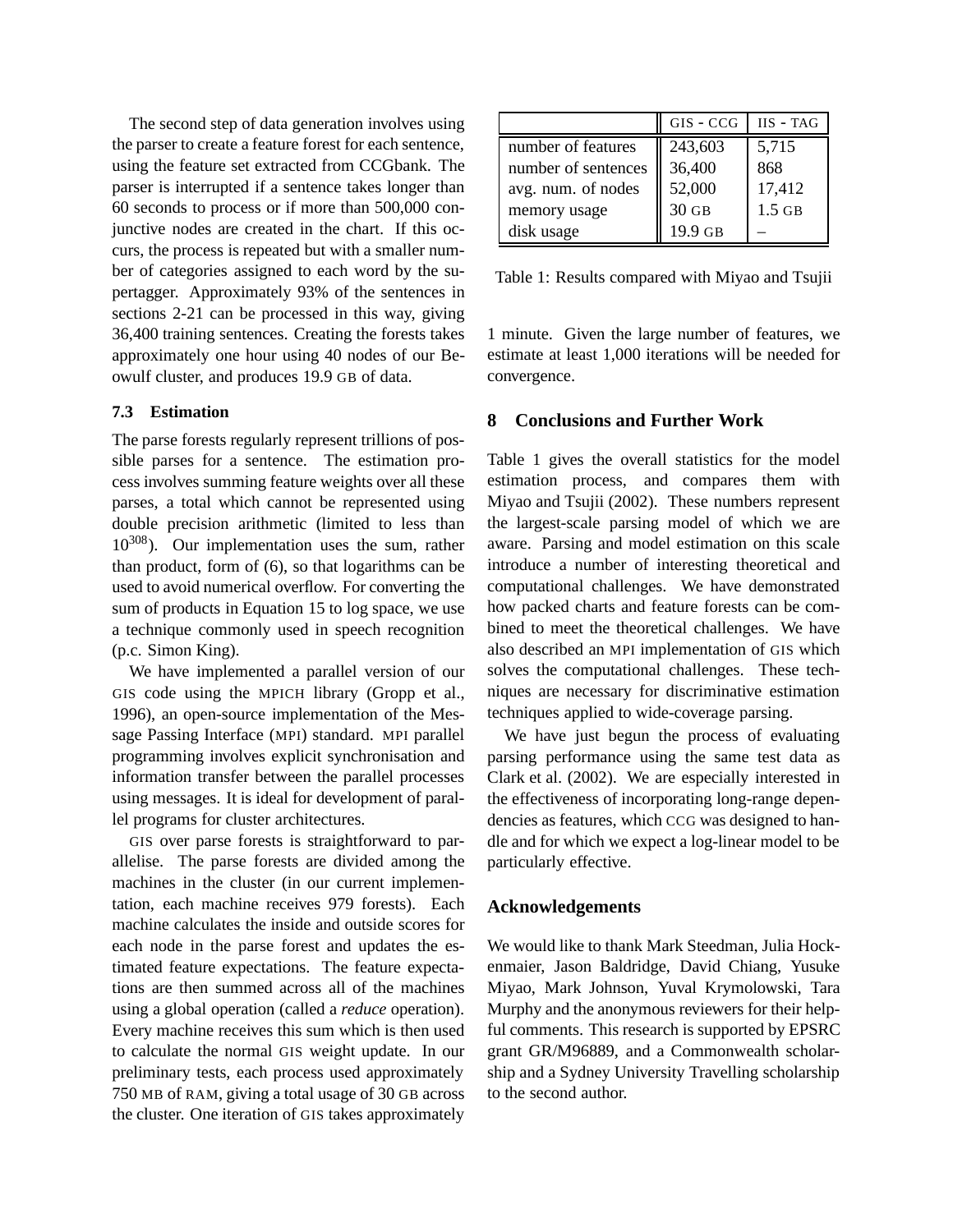The second step of data generation involves using the parser to create a feature forest for each sentence, using the feature set extracted from CCGbank. The parser is interrupted if a sentence takes longer than 60 seconds to process or if more than 500,000 conjunctive nodes are created in the chart. If this occurs, the process is repeated but with a smaller number of categories assigned to each word by the supertagger. Approximately 93% of the sentences in sections 2-21 can be processed in this way, giving 36,400 training sentences. Creating the forests takes approximately one hour using 40 nodes of our Beowulf cluster, and produces 19.9 GB of data.

### 7.3 Estimation

The parse forests regularly represent trillions of possible parses for a sentence. The estimation process involves summing feature weights over all these parses, a total which cannot be represented using double precision arithmetic (limited to less than $10^{308}$). Our implementation uses the sum, rather than product, form of (6), so that logarithms can be used to avoid numerical overflow. For converting the sum of products in Equation 15 to log space, we use a technique commonly used in speech recognition (p.c. Simon King).

We have implemented a parallel version of our GIS code using the MPICH library (Gropp et al., 1996), an open-source implementation of the Message Passing Interface (MPI) standard. MPI parallel programming involves explicit synchronisation and information transfer between the parallel processes using messages. It is ideal for development of parallel programs for cluster architectures.

GIS over parse forests is straightforward to parallelise. The parse forests are divided among the machines in the cluster (in our current implementation, each machine receives 979 forests). Each machine calculates the inside and outside scores for each node in the parse forest and updates the estimated feature expectations. The feature expectations are then summed across all of the machines using a global operation (called a *reduce* operation). Every machine receives this sum which is then used to calculate the normal GIS weight update. In our preliminary tests, each process used approximately 750 MB of RAM, giving a total usage of 30 GB across the cluster. One iteration of GIS takes approximately 1 minute. Given the large number of features, we estimate at least 1,000 iterations will be needed for convergence.

|  | GIS - CCG | IIS - TAG |
|---|---|---|
| number of features | 243,603 | 5,715 |
| number of sentences | 36,400 | 868 |
| avg. num. of nodes | 52,000 | 17,412 |
| memory usage | 30 GB | 1.5 GB |
| disk usage | 19.9 GB | – |

Table 1: Results compared with Miyao and Tsujii

## 8 Conclusions and Further Work

Table 1 gives the overall statistics for the model estimation process, and compares them with Miyao and Tsujii (2002). These numbers represent the largest-scale parsing model of which we are aware. Parsing and model estimation on this scale introduce a number of interesting theoretical and computational challenges. We have demonstrated how packed charts and feature forests can be combined to meet the theoretical challenges. We have also described an MPI implementation of GIS which solves the computational challenges. These techniques are necessary for discriminative estimation techniques applied to wide-coverage parsing.

We have just begun the process of evaluating parsing performance using the same test data as Clark et al. (2002). We are especially interested in the effectiveness of incorporating long-range dependencies as features, which CCG was designed to handle and for which we expect a log-linear model to be particularly effective.

## Acknowledgements

We would like to thank Mark Steedman, Julia Hockenmaier, Jason Baldridge, David Chiang, Yusuke Miyao, Mark Johnson, Yuval Krymolowski, Tara Murphy and the anonymous reviewers for their helpful comments. This research is supported by EPSRC grant GR/M96889, and a Commonwealth scholarship and a Sydney University Travelling scholarship to the second author.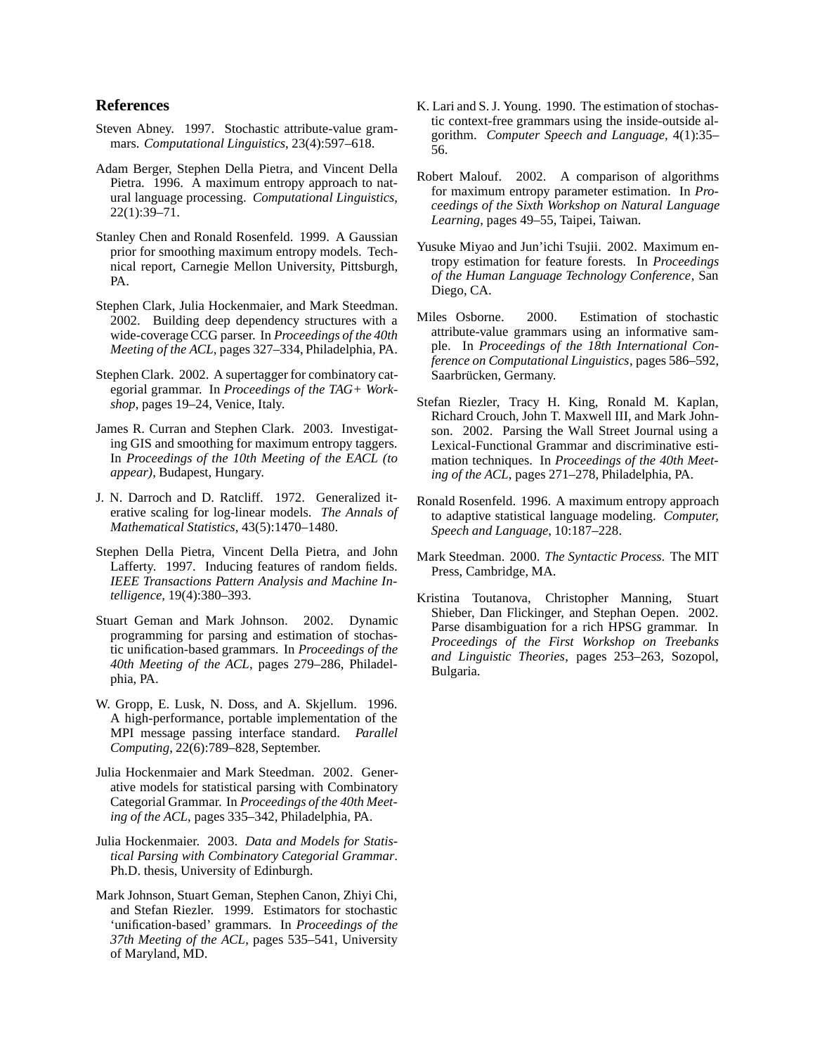## References

Steven Abney. 1997. Stochastic attribute-value grammars. *Computational Linguistics*, 23(4):597–618.

Adam Berger, Stephen Della Pietra, and Vincent Della Pietra. 1996. A maximum entropy approach to natural language processing. *Computational Linguistics*, 22(1):39–71.

Stanley Chen and Ronald Rosenfeld. 1999. A Gaussian prior for smoothing maximum entropy models. Technical report, Carnegie Mellon University, Pittsburgh, PA.

Stephen Clark, Julia Hockenmaier, and Mark Steedman. 2002. Building deep dependency structures with a wide-coverage CCG parser. In *Proceedings of the 40th Meeting of the ACL*, pages 327–334, Philadelphia, PA.

Stephen Clark. 2002. A supertagger for combinatory categorial grammar. In *Proceedings of the TAG+ Workshop*, pages 19–24, Venice, Italy.

James R. Curran and Stephen Clark. 2003. Investigating GIS and smoothing for maximum entropy taggers. In *Proceedings of the 10th Meeting of the EACL (to appear)*, Budapest, Hungary.

J. N. Darroch and D. Ratcliff. 1972. Generalized iterative scaling for log-linear models. *The Annals of Mathematical Statistics*, 43(5):1470–1480.

Stephen Della Pietra, Vincent Della Pietra, and John Lafferty. 1997. Inducing features of random fields. *IEEE Transactions Pattern Analysis and Machine Intelligence*, 19(4):380–393.

Stuart Geman and Mark Johnson. 2002. Dynamic programming for parsing and estimation of stochastic unification-based grammars. In *Proceedings of the 40th Meeting of the ACL*, pages 279–286, Philadelphia, PA.

W. Gropp, E. Lusk, N. Doss, and A. Skjellum. 1996. A high-performance, portable implementation of the MPI message passing interface standard. *Parallel Computing*, 22(6):789–828, September.

Julia Hockenmaier and Mark Steedman. 2002. Generative models for statistical parsing with Combinatory Categorial Grammar. In *Proceedings of the 40th Meeting of the ACL*, pages 335–342, Philadelphia, PA.

Julia Hockenmaier. 2003. *Data and Models for Statistical Parsing with Combinatory Categorial Grammar*. Ph.D. thesis, University of Edinburgh.

Mark Johnson, Stuart Geman, Stephen Canon, Zhiyi Chi, and Stefan Riezler. 1999. Estimators for stochastic 'unification-based' grammars. In *Proceedings of the 37th Meeting of the ACL*, pages 535–541, University of Maryland, MD.

K. Lari and S. J. Young. 1990. The estimation of stochastic context-free grammars using the inside-outside algorithm. *Computer Speech and Language*, 4(1):35–56.

Robert Malouf. 2002. A comparison of algorithms for maximum entropy parameter estimation. In *Proceedings of the Sixth Workshop on Natural Language Learning*, pages 49–55, Taipei, Taiwan.

Yusuke Miyao and Jun'ichi Tsujii. 2002. Maximum entropy estimation for feature forests. In *Proceedings of the Human Language Technology Conference*, San Diego, CA.

Miles Osborne. 2000. Estimation of stochastic attribute-value grammars using an informative sample. In *Proceedings of the 18th International Conference on Computational Linguistics*, pages 586–592, Saarbrücken, Germany.

Stefan Riezler, Tracy H. King, Ronald M. Kaplan, Richard Crouch, John T. Maxwell III, and Mark Johnson. 2002. Parsing the Wall Street Journal using a Lexical-Functional Grammar and discriminative estimation techniques. In *Proceedings of the 40th Meeting of the ACL*, pages 271–278, Philadelphia, PA.

Ronald Rosenfeld. 1996. A maximum entropy approach to adaptive statistical language modeling. *Computer, Speech and Language*, 10:187–228.

Mark Steedman. 2000. *The Syntactic Process*. The MIT Press, Cambridge, MA.

Kristina Toutanova, Christopher Manning, Stuart Shieber, Dan Flickinger, and Stephan Oepen. 2002. Parse disambiguation for a rich HPSG grammar. In *Proceedings of the First Workshop on Treebanks and Linguistic Theories*, pages 253–263, Sozopol, Bulgaria.